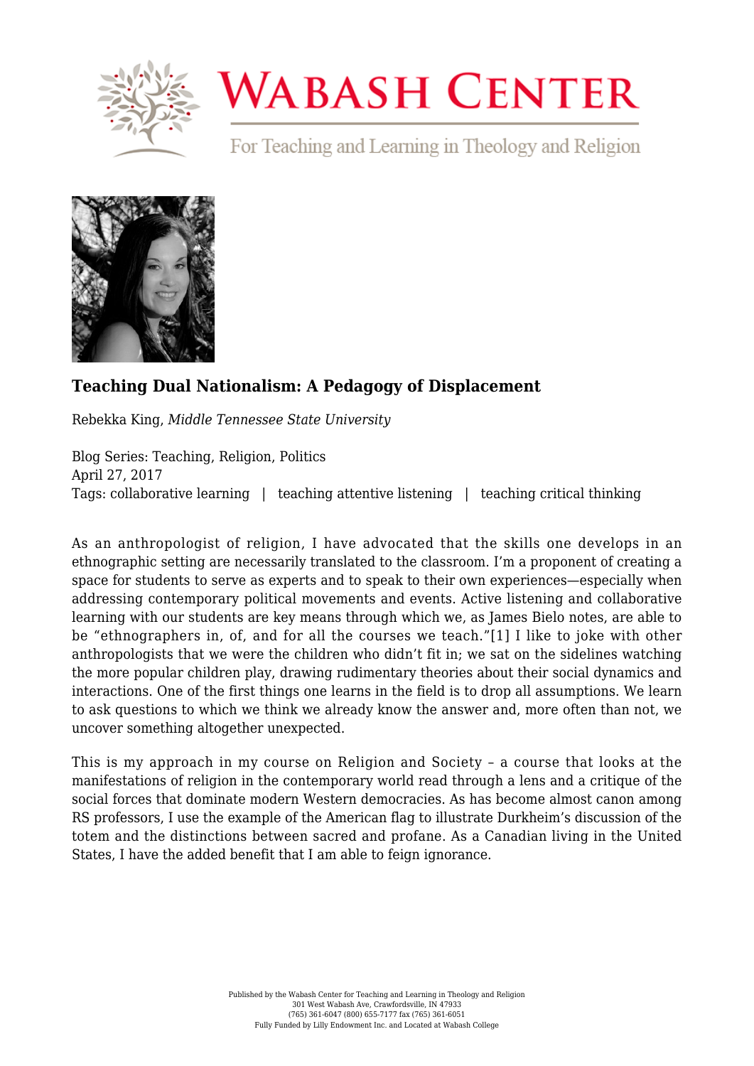# Wabash Center

For Teaching and Learning in Theology and Religion

### Teaching Dual Nationalism: A Pedagogy of Displacement

Rebekka King, *Middle Tennessee State University*

Blog Series: Teaching, Religion, Politics
April 27, 2017
Tags: collaborative learning | teaching attentive listening | teaching critical thinking

As an anthropologist of religion, I have advocated that the skills one develops in an ethnographic setting are necessarily translated to the classroom. I'm a proponent of creating a space for students to serve as experts and to speak to their own experiences—especially when addressing contemporary political movements and events. Active listening and collaborative learning with our students are key means through which we, as James Bielo notes, are able to be "ethnographers in, of, and for all the courses we teach."[1] I like to joke with other anthropologists that we were the children who didn't fit in; we sat on the sidelines watching the more popular children play, drawing rudimentary theories about their social dynamics and interactions. One of the first things one learns in the field is to drop all assumptions. We learn to ask questions to which we think we already know the answer and, more often than not, we uncover something altogether unexpected.

This is my approach in my course on Religion and Society – a course that looks at the manifestations of religion in the contemporary world read through a lens and a critique of the social forces that dominate modern Western democracies. As has become almost canon among RS professors, I use the example of the American flag to illustrate Durkheim's discussion of the totem and the distinctions between sacred and profane. As a Canadian living in the United States, I have the added benefit that I am able to feign ignorance.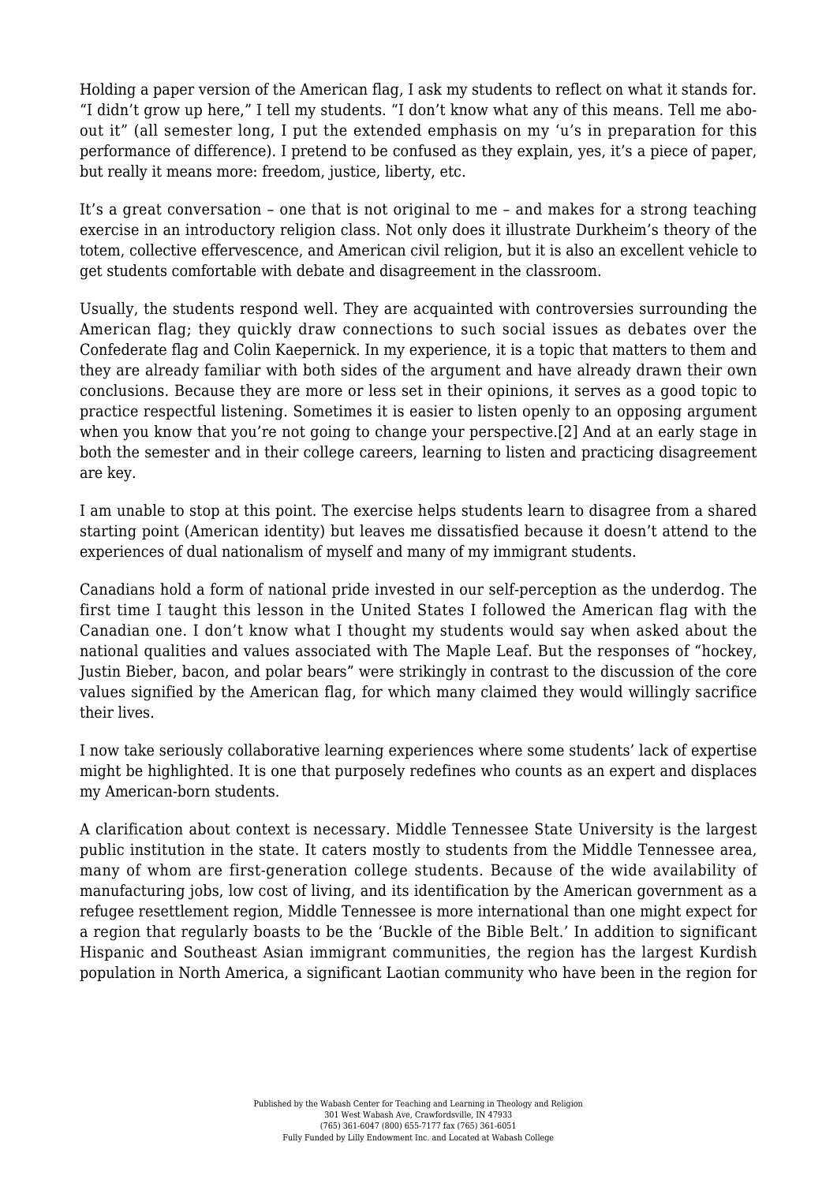Holding a paper version of the American flag, I ask my students to reflect on what it stands for. "I didn't grow up here," I tell my students. "I don't know what any of this means. Tell me aboout it" (all semester long, I put the extended emphasis on my 'u's in preparation for this performance of difference). I pretend to be confused as they explain, yes, it's a piece of paper, but really it means more: freedom, justice, liberty, etc.

It's a great conversation – one that is not original to me – and makes for a strong teaching exercise in an introductory religion class. Not only does it illustrate Durkheim's theory of the totem, collective effervescence, and American civil religion, but it is also an excellent vehicle to get students comfortable with debate and disagreement in the classroom.

Usually, the students respond well. They are acquainted with controversies surrounding the American flag; they quickly draw connections to such social issues as debates over the Confederate flag and Colin Kaepernick. In my experience, it is a topic that matters to them and they are already familiar with both sides of the argument and have already drawn their own conclusions. Because they are more or less set in their opinions, it serves as a good topic to practice respectful listening. Sometimes it is easier to listen openly to an opposing argument when you know that you're not going to change your perspective.[2] And at an early stage in both the semester and in their college careers, learning to listen and practicing disagreement are key.

I am unable to stop at this point. The exercise helps students learn to disagree from a shared starting point (American identity) but leaves me dissatisfied because it doesn't attend to the experiences of dual nationalism of myself and many of my immigrant students.

Canadians hold a form of national pride invested in our self-perception as the underdog. The first time I taught this lesson in the United States I followed the American flag with the Canadian one. I don't know what I thought my students would say when asked about the national qualities and values associated with The Maple Leaf. But the responses of "hockey, Justin Bieber, bacon, and polar bears" were strikingly in contrast to the discussion of the core values signified by the American flag, for which many claimed they would willingly sacrifice their lives.

I now take seriously collaborative learning experiences where some students' lack of expertise might be highlighted. It is one that purposely redefines who counts as an expert and displaces my American-born students.

A clarification about context is necessary. Middle Tennessee State University is the largest public institution in the state. It caters mostly to students from the Middle Tennessee area, many of whom are first-generation college students. Because of the wide availability of manufacturing jobs, low cost of living, and its identification by the American government as a refugee resettlement region, Middle Tennessee is more international than one might expect for a region that regularly boasts to be the 'Buckle of the Bible Belt.' In addition to significant Hispanic and Southeast Asian immigrant communities, the region has the largest Kurdish population in North America, a significant Laotian community who have been in the region for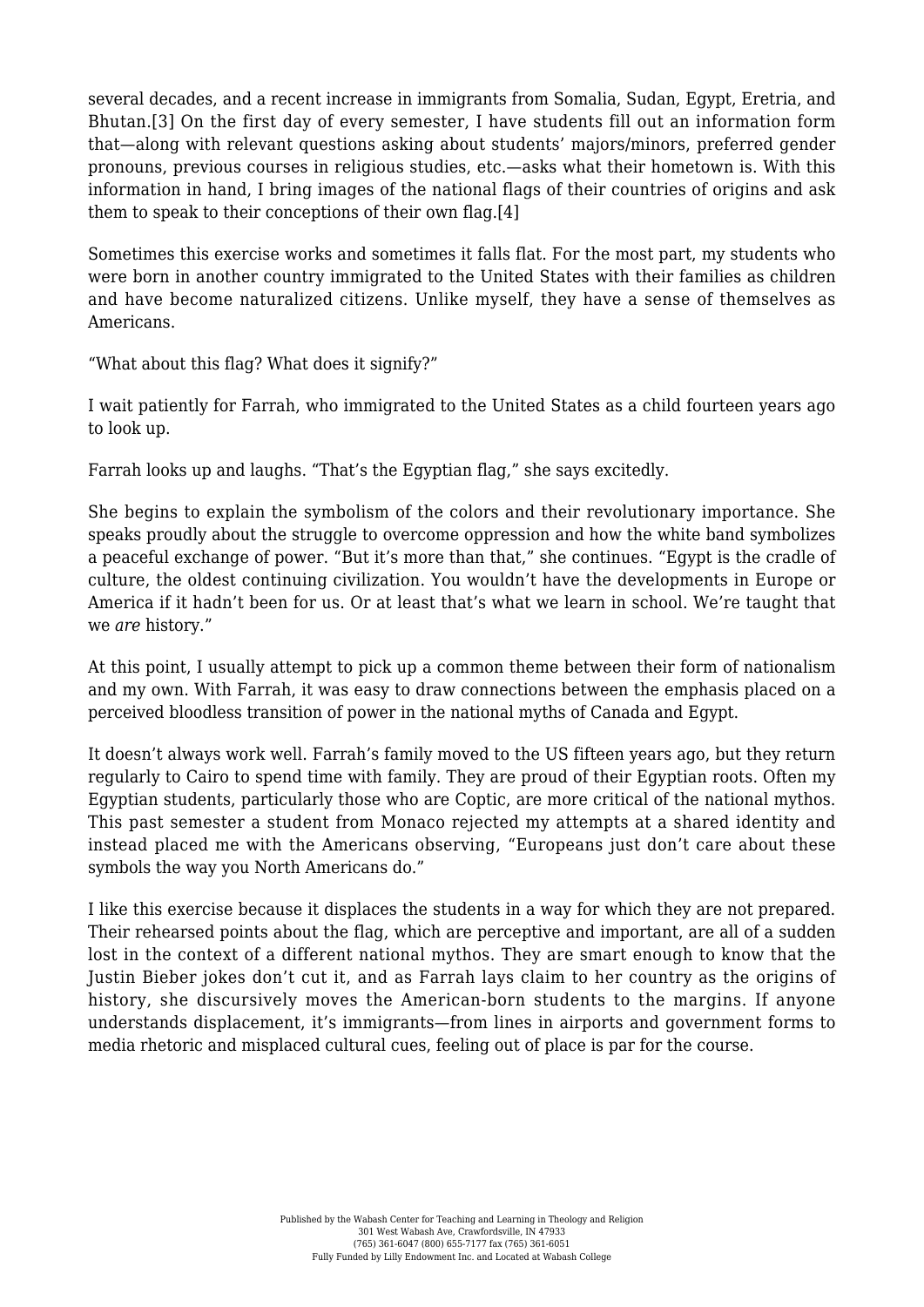several decades, and a recent increase in immigrants from Somalia, Sudan, Egypt, Eretria, and Bhutan.[3] On the first day of every semester, I have students fill out an information form that—along with relevant questions asking about students' majors/minors, preferred gender pronouns, previous courses in religious studies, etc.—asks what their hometown is. With this information in hand, I bring images of the national flags of their countries of origins and ask them to speak to their conceptions of their own flag.[4]

Sometimes this exercise works and sometimes it falls flat. For the most part, my students who were born in another country immigrated to the United States with their families as children and have become naturalized citizens. Unlike myself, they have a sense of themselves as Americans.

"What about this flag? What does it signify?"

I wait patiently for Farrah, who immigrated to the United States as a child fourteen years ago to look up.

Farrah looks up and laughs. "That's the Egyptian flag," she says excitedly.

She begins to explain the symbolism of the colors and their revolutionary importance. She speaks proudly about the struggle to overcome oppression and how the white band symbolizes a peaceful exchange of power. "But it's more than that," she continues. "Egypt is the cradle of culture, the oldest continuing civilization. You wouldn't have the developments in Europe or America if it hadn't been for us. Or at least that's what we learn in school. We're taught that we *are* history."

At this point, I usually attempt to pick up a common theme between their form of nationalism and my own. With Farrah, it was easy to draw connections between the emphasis placed on a perceived bloodless transition of power in the national myths of Canada and Egypt.

It doesn't always work well. Farrah's family moved to the US fifteen years ago, but they return regularly to Cairo to spend time with family. They are proud of their Egyptian roots. Often my Egyptian students, particularly those who are Coptic, are more critical of the national mythos. This past semester a student from Monaco rejected my attempts at a shared identity and instead placed me with the Americans observing, "Europeans just don't care about these symbols the way you North Americans do."

I like this exercise because it displaces the students in a way for which they are not prepared. Their rehearsed points about the flag, which are perceptive and important, are all of a sudden lost in the context of a different national mythos. They are smart enough to know that the Justin Bieber jokes don't cut it, and as Farrah lays claim to her country as the origins of history, she discursively moves the American-born students to the margins. If anyone understands displacement, it's immigrants—from lines in airports and government forms to media rhetoric and misplaced cultural cues, feeling out of place is par for the course.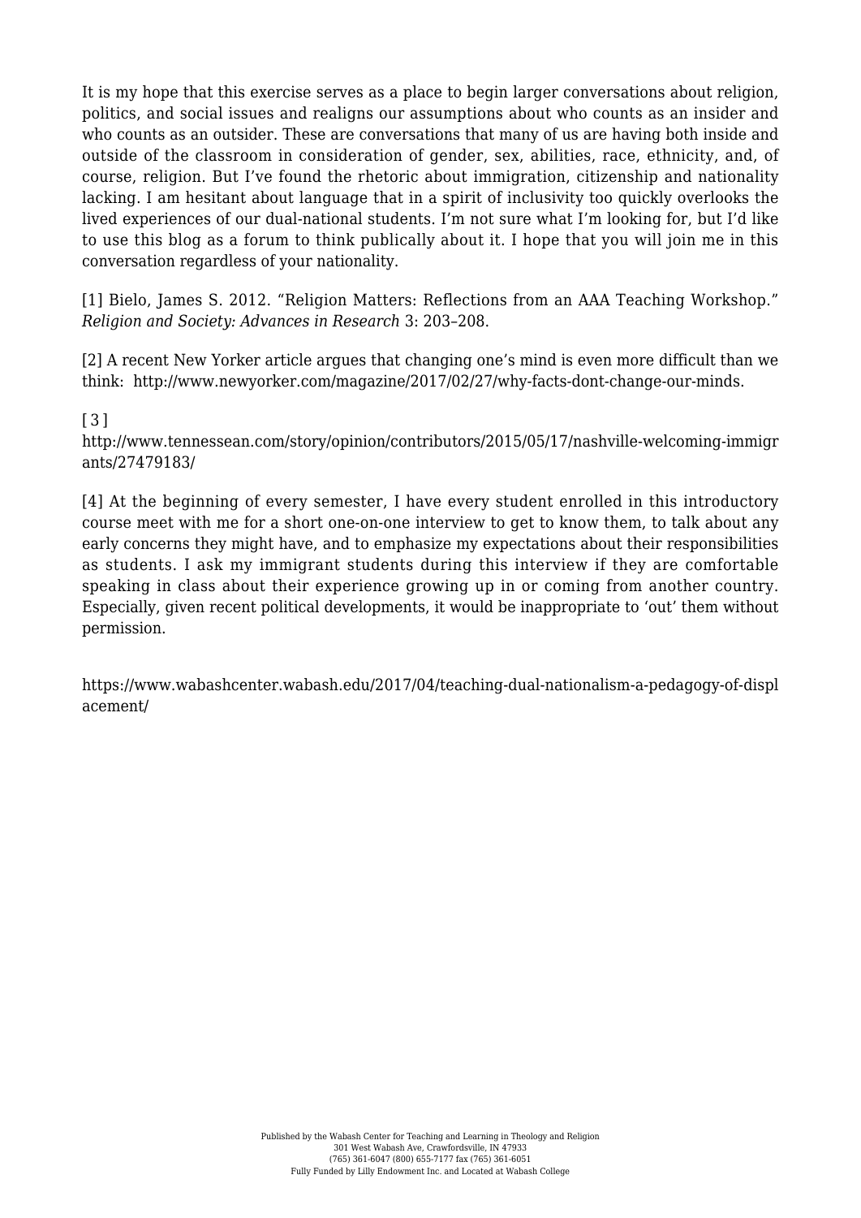It is my hope that this exercise serves as a place to begin larger conversations about religion, politics, and social issues and realigns our assumptions about who counts as an insider and who counts as an outsider. These are conversations that many of us are having both inside and outside of the classroom in consideration of gender, sex, abilities, race, ethnicity, and, of course, religion. But I've found the rhetoric about immigration, citizenship and nationality lacking. I am hesitant about language that in a spirit of inclusivity too quickly overlooks the lived experiences of our dual-national students. I'm not sure what I'm looking for, but I'd like to use this blog as a forum to think publically about it. I hope that you will join me in this conversation regardless of your nationality.

[1] Bielo, James S. 2012. "Religion Matters: Reflections from an AAA Teaching Workshop." *Religion and Society: Advances in Research* 3: 203–208.

[2] A recent New Yorker article argues that changing one's mind is even more difficult than we think: http://www.newyorker.com/magazine/2017/02/27/why-facts-dont-change-our-minds.

[3] http://www.tennessean.com/story/opinion/contributors/2015/05/17/nashville-welcoming-immigrants/27479183/

[4] At the beginning of every semester, I have every student enrolled in this introductory course meet with me for a short one-on-one interview to get to know them, to talk about any early concerns they might have, and to emphasize my expectations about their responsibilities as students. I ask my immigrant students during this interview if they are comfortable speaking in class about their experience growing up in or coming from another country. Especially, given recent political developments, it would be inappropriate to 'out' them without permission.

https://www.wabashcenter.wabash.edu/2017/04/teaching-dual-nationalism-a-pedagogy-of-displacement/